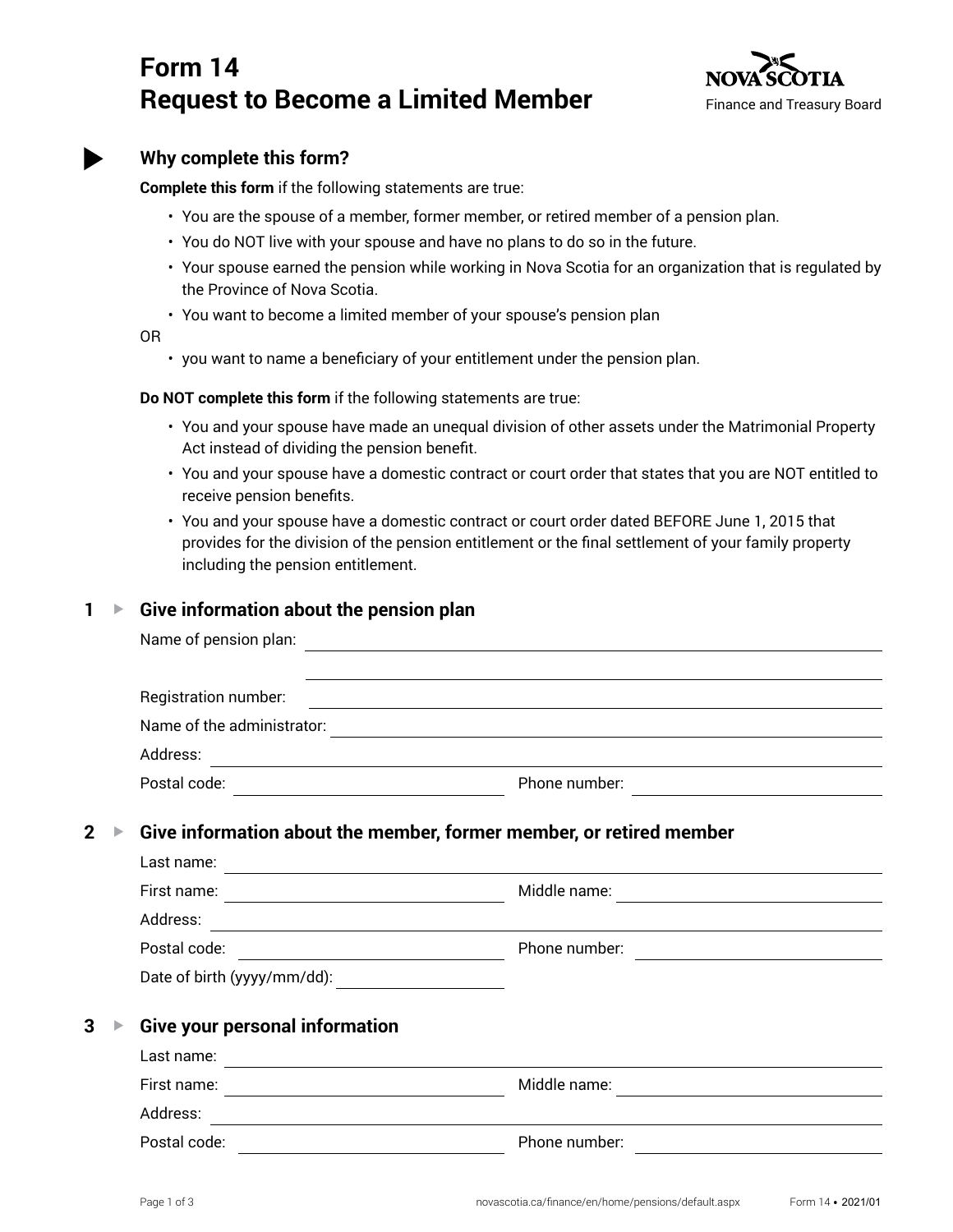# Form 14
# Request to Become a Limited Member

NOVA SCOTIA
Finance and Treasury Board

## Why complete this form?

**Complete this form** if the following statements are true:

- You are the spouse of a member, former member, or retired member of a pension plan.
- You do NOT live with your spouse and have no plans to do so in the future.
- Your spouse earned the pension while working in Nova Scotia for an organization that is regulated by the Province of Nova Scotia.
- You want to become a limited member of your spouse's pension plan

OR

- you want to name a beneficiary of your entitlement under the pension plan.

**Do NOT complete this form** if the following statements are true:

- You and your spouse have made an unequal division of other assets under the Matrimonial Property Act instead of dividing the pension benefit.
- You and your spouse have a domestic contract or court order that states that you are NOT entitled to receive pension benefits.
- You and your spouse have a domestic contract or court order dated BEFORE June 1, 2015 that provides for the division of the pension entitlement or the final settlement of your family property including the pension entitlement.

## 1 Give information about the pension plan

Name of pension plan: ____________________

Registration number: ____________________

Name of the administrator: ____________________

Address: ____________________

Postal code: ____________________ Phone number: ____________________

## 2 Give information about the member, former member, or retired member

Last name: ____________________

First name: ____________________ Middle name: ____________________

Address: ____________________

Postal code: ____________________ Phone number: ____________________

Date of birth (yyyy/mm/dd): ____________________

## 3 Give your personal information

Last name: ____________________

First name: ____________________ Middle name: ____________________

Address: ____________________

Postal code: ____________________ Phone number: ____________________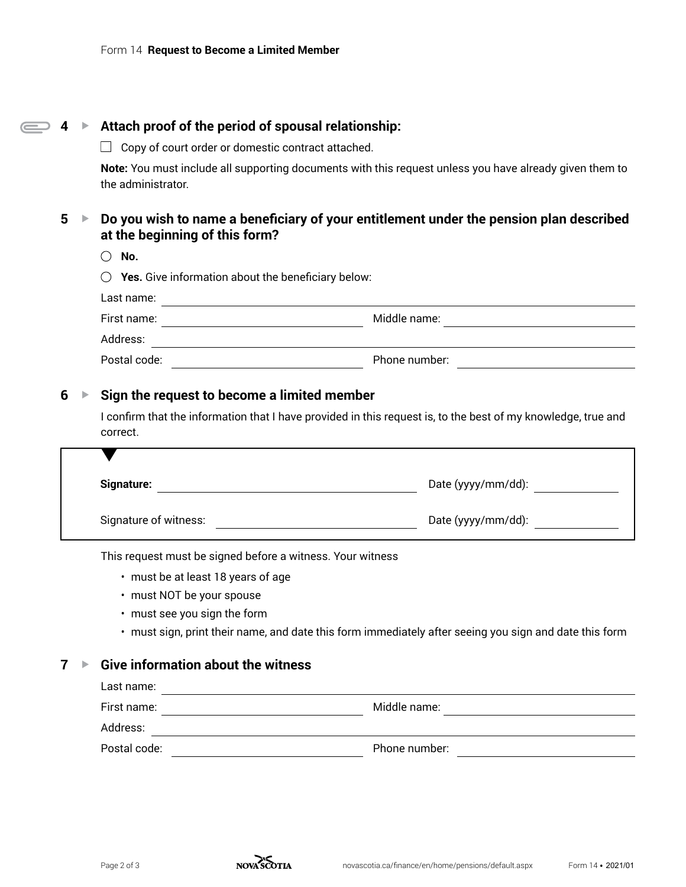## 4 ▸ Attach proof of the period of spousal relationship:

☐ Copy of court order or domestic contract attached.

**Note:** You must include all supporting documents with this request unless you have already given them to the administrator.

## 5 ▸ Do you wish to name a beneficiary of your entitlement under the pension plan described at the beginning of this form?

○ **No.**

○ **Yes.** Give information about the beneficiary below:

Last name: ______________________________

First name: ______________________________ Middle name: ______________________________

Address: ______________________________

Postal code: ______________________________ Phone number: ______________________________

## 6 ▸ Sign the request to become a limited member

I confirm that the information that I have provided in this request is, to the best of my knowledge, true and correct.

**Signature:** ______________________________ Date (yyyy/mm/dd): ______________

Signature of witness: ______________________________ Date (yyyy/mm/dd): ______________

This request must be signed before a witness. Your witness

- must be at least 18 years of age
- must NOT be your spouse
- must see you sign the form
- must sign, print their name, and date this form immediately after seeing you sign and date this form

## 7 ▸ Give information about the witness

Last name: ______________________________

First name: ______________________________ Middle name: ______________________________

Address: ______________________________

Postal code: ______________________________ Phone number: ______________________________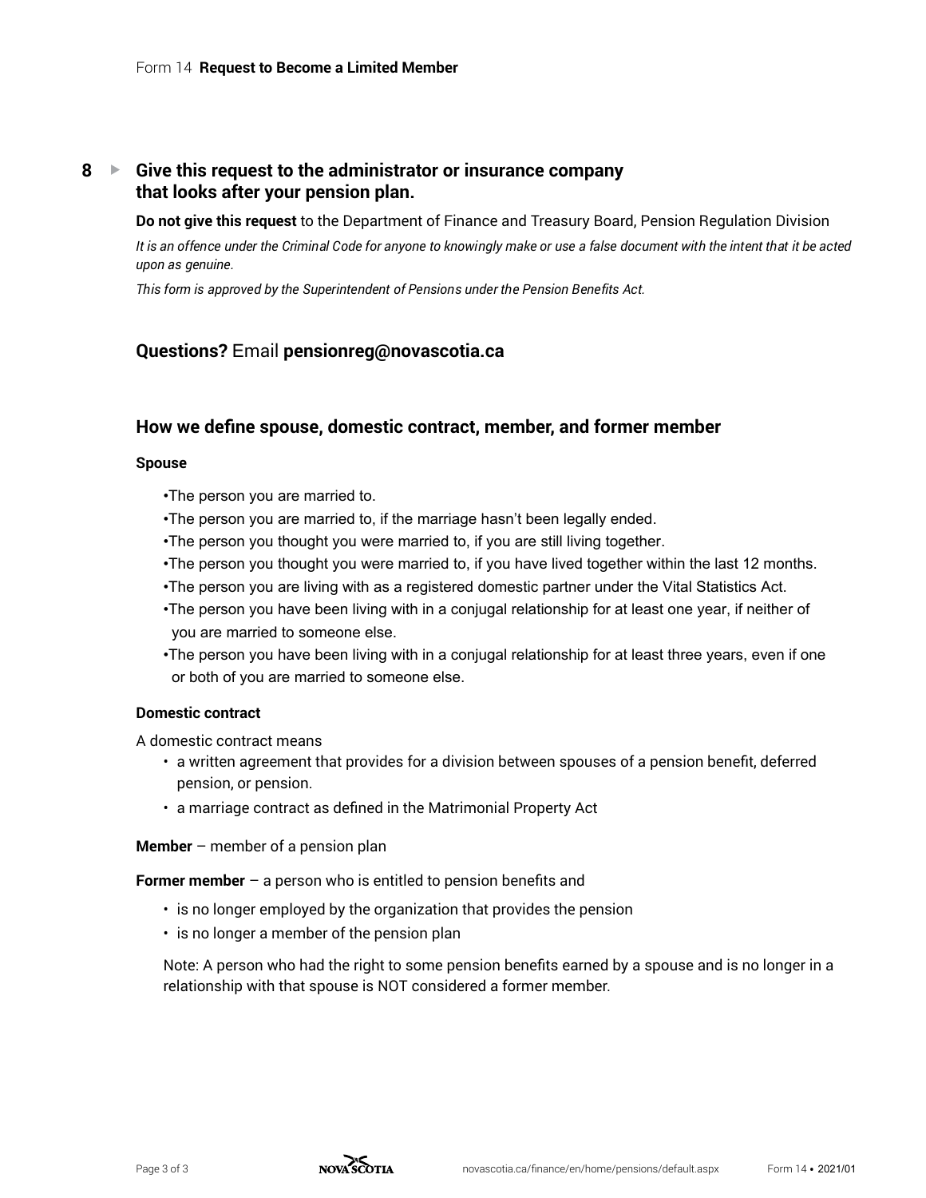## 8 ▸ Give this request to the administrator or insurance company that looks after your pension plan.

**Do not give this request** to the Department of Finance and Treasury Board, Pension Regulation Division

*It is an offence under the Criminal Code for anyone to knowingly make or use a false document with the intent that it be acted upon as genuine.*

*This form is approved by the Superintendent of Pensions under the Pension Benefits Act.*

### **Questions?** Email **pensionreg@novascotia.ca**

### How we define spouse, domestic contract, member, and former member

**Spouse**

- The person you are married to.
- The person you are married to, if the marriage hasn't been legally ended.
- The person you thought you were married to, if you are still living together.
- The person you thought you were married to, if you have lived together within the last 12 months.
- The person you are living with as a registered domestic partner under the Vital Statistics Act.
- The person you have been living with in a conjugal relationship for at least one year, if neither of you are married to someone else.
- The person you have been living with in a conjugal relationship for at least three years, even if one or both of you are married to someone else.

**Domestic contract**

A domestic contract means

- a written agreement that provides for a division between spouses of a pension benefit, deferred pension, or pension.
- a marriage contract as defined in the Matrimonial Property Act

**Member** – member of a pension plan

**Former member** – a person who is entitled to pension benefits and

- is no longer employed by the organization that provides the pension
- is no longer a member of the pension plan

Note: A person who had the right to some pension benefits earned by a spouse and is no longer in a relationship with that spouse is NOT considered a former member.